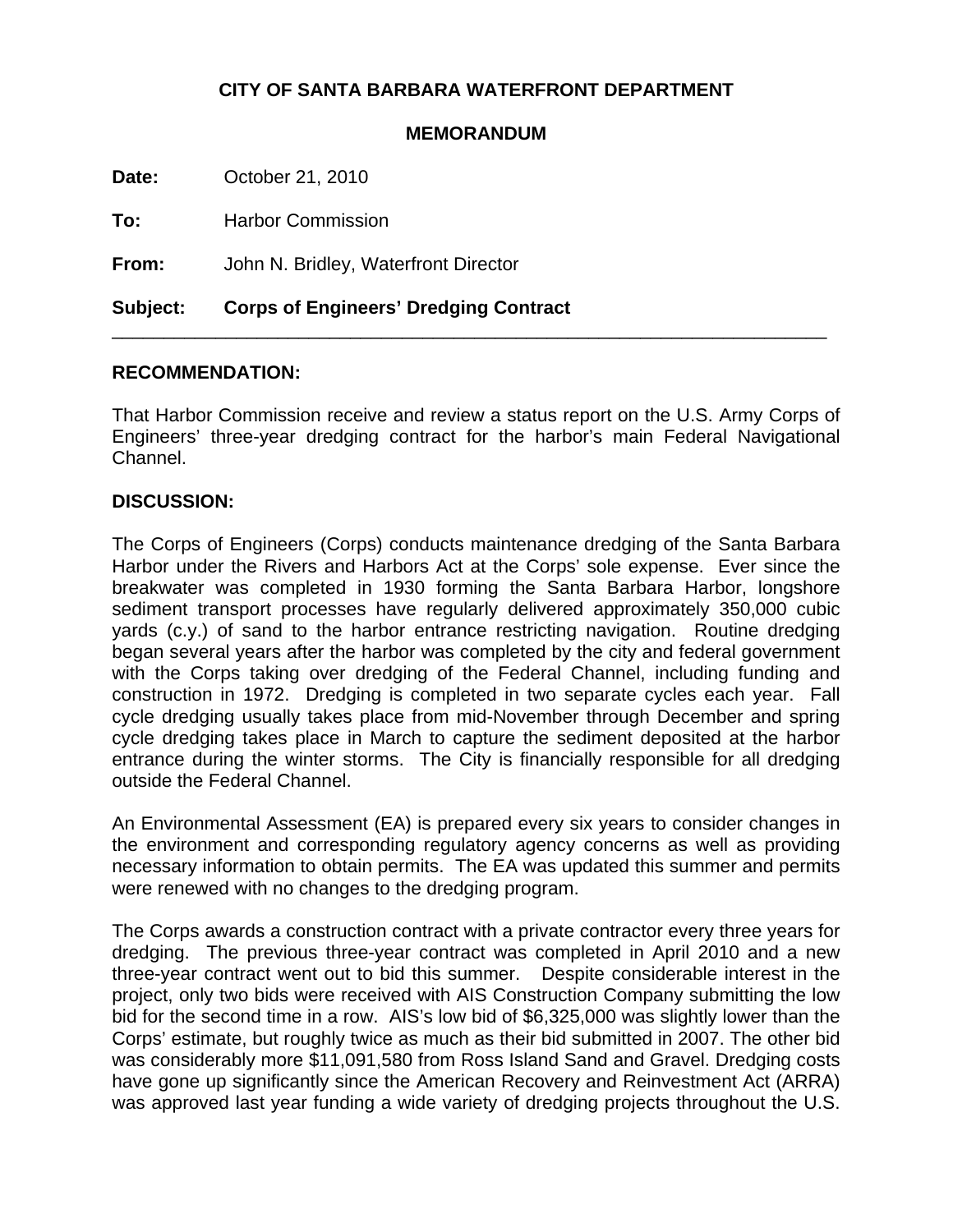**CITY OF SANTA BARBARA WATERFRONT DEPARTMENT**

**MEMORANDUM**

**Date:** October 21, 2010

**To:** Harbor Commission

**From:** John N. Bridley, Waterfront Director

**Subject: Corps of Engineers' Dredging Contract**

---

**RECOMMENDATION:**

That Harbor Commission receive and review a status report on the U.S. Army Corps of Engineers' three-year dredging contract for the harbor's main Federal Navigational Channel.

**DISCUSSION:**

The Corps of Engineers (Corps) conducts maintenance dredging of the Santa Barbara Harbor under the Rivers and Harbors Act at the Corps' sole expense. Ever since the breakwater was completed in 1930 forming the Santa Barbara Harbor, longshore sediment transport processes have regularly delivered approximately 350,000 cubic yards (c.y.) of sand to the harbor entrance restricting navigation. Routine dredging began several years after the harbor was completed by the city and federal government with the Corps taking over dredging of the Federal Channel, including funding and construction in 1972. Dredging is completed in two separate cycles each year. Fall cycle dredging usually takes place from mid-November through December and spring cycle dredging takes place in March to capture the sediment deposited at the harbor entrance during the winter storms. The City is financially responsible for all dredging outside the Federal Channel.

An Environmental Assessment (EA) is prepared every six years to consider changes in the environment and corresponding regulatory agency concerns as well as providing necessary information to obtain permits. The EA was updated this summer and permits were renewed with no changes to the dredging program.

The Corps awards a construction contract with a private contractor every three years for dredging. The previous three-year contract was completed in April 2010 and a new three-year contract went out to bid this summer. Despite considerable interest in the project, only two bids were received with AIS Construction Company submitting the low bid for the second time in a row. AIS's low bid of $6,325,000 was slightly lower than the Corps' estimate, but roughly twice as much as their bid submitted in 2007. The other bid was considerably more $11,091,580 from Ross Island Sand and Gravel. Dredging costs have gone up significantly since the American Recovery and Reinvestment Act (ARRA) was approved last year funding a wide variety of dredging projects throughout the U.S.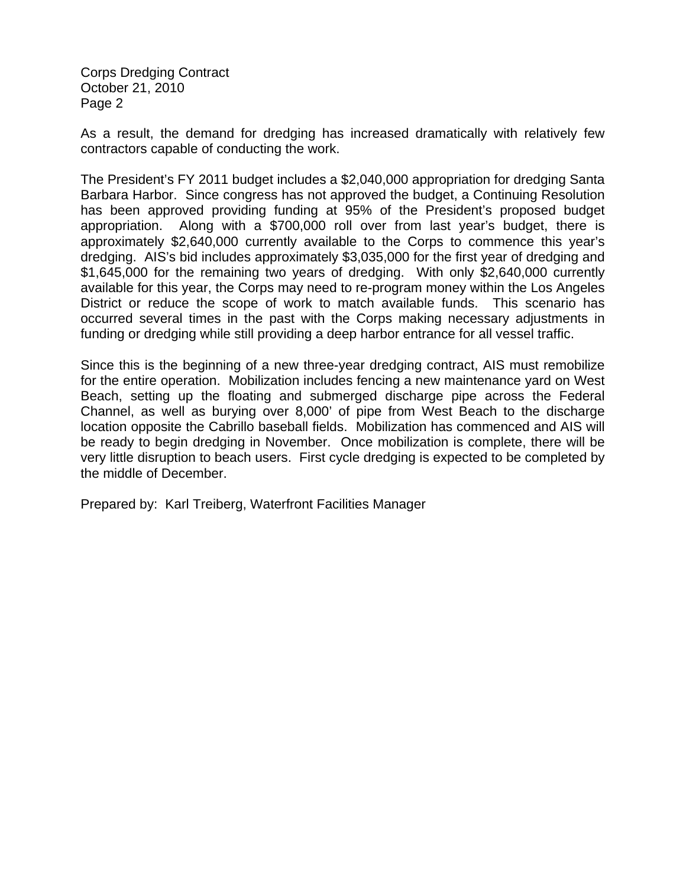As a result, the demand for dredging has increased dramatically with relatively few contractors capable of conducting the work.

The President's FY 2011 budget includes a $2,040,000 appropriation for dredging Santa Barbara Harbor. Since congress has not approved the budget, a Continuing Resolution has been approved providing funding at 95% of the President's proposed budget appropriation. Along with a $700,000 roll over from last year's budget, there is approximately $2,640,000 currently available to the Corps to commence this year's dredging. AIS's bid includes approximately $3,035,000 for the first year of dredging and $1,645,000 for the remaining two years of dredging. With only $2,640,000 currently available for this year, the Corps may need to re-program money within the Los Angeles District or reduce the scope of work to match available funds. This scenario has occurred several times in the past with the Corps making necessary adjustments in funding or dredging while still providing a deep harbor entrance for all vessel traffic.

Since this is the beginning of a new three-year dredging contract, AIS must remobilize for the entire operation. Mobilization includes fencing a new maintenance yard on West Beach, setting up the floating and submerged discharge pipe across the Federal Channel, as well as burying over 8,000' of pipe from West Beach to the discharge location opposite the Cabrillo baseball fields. Mobilization has commenced and AIS will be ready to begin dredging in November. Once mobilization is complete, there will be very little disruption to beach users. First cycle dredging is expected to be completed by the middle of December.

Prepared by: Karl Treiberg, Waterfront Facilities Manager